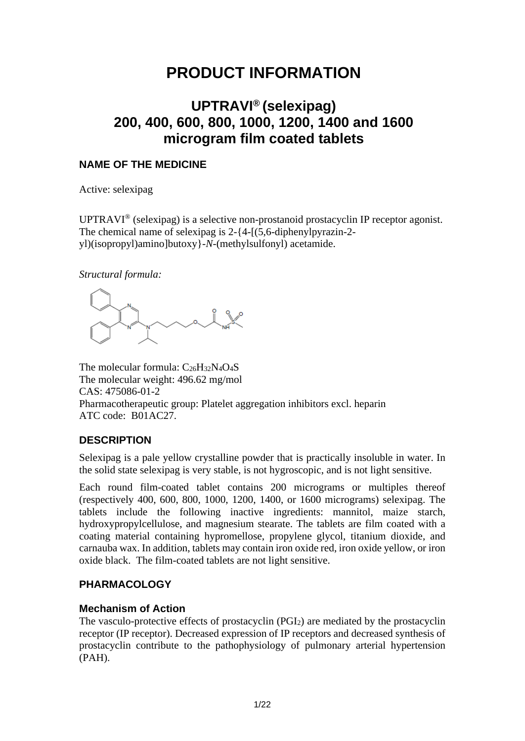# PRODUCT INFORMATION

## UPTRAVI® (selexipag) 200, 400, 600, 800, 1000, 1200, 1400 and 1600 microgram film coated tablets

### NAME OF THE MEDICINE

Active: selexipag

UPTRAVI® (selexipag) is a selective non-prostanoid prostacyclin IP receptor agonist. The chemical name of selexipag is 2-{4-[(5,6-diphenylpyrazin-2-yl)(isopropyl)amino]butoxy}-*N*-(methylsulfonyl) acetamide.

*Structural formula:*

The molecular formula: $C_{26}H_{32}N_4O_4S$
The molecular weight: 496.62 mg/mol
CAS: 475086-01-2
Pharmacotherapeutic group: Platelet aggregation inhibitors excl. heparin
ATC code: B01AC27.

### DESCRIPTION

Selexipag is a pale yellow crystalline powder that is practically insoluble in water. In the solid state selexipag is very stable, is not hygroscopic, and is not light sensitive.

Each round film-coated tablet contains 200 micrograms or multiples thereof (respectively 400, 600, 800, 1000, 1200, 1400, or 1600 micrograms) selexipag. The tablets include the following inactive ingredients: mannitol, maize starch, hydroxypropylcellulose, and magnesium stearate. The tablets are film coated with a coating material containing hypromellose, propylene glycol, titanium dioxide, and carnauba wax. In addition, tablets may contain iron oxide red, iron oxide yellow, or iron oxide black. The film-coated tablets are not light sensitive.

### PHARMACOLOGY

#### Mechanism of Action

The vasculo-protective effects of prostacyclin ($PGI_2$) are mediated by the prostacyclin receptor (IP receptor). Decreased expression of IP receptors and decreased synthesis of prostacyclin contribute to the pathophysiology of pulmonary arterial hypertension (PAH).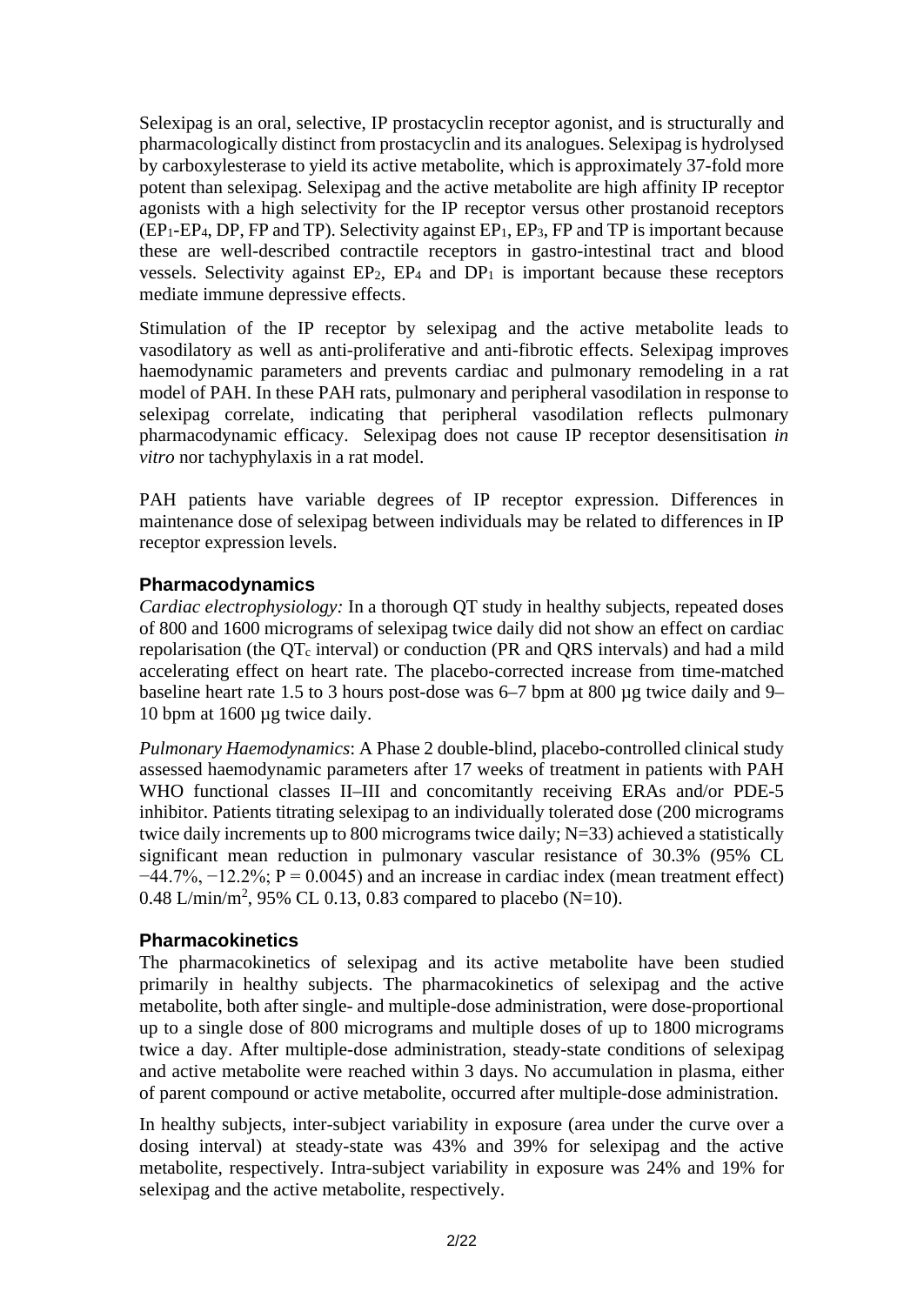Selexipag is an oral, selective, IP prostacyclin receptor agonist, and is structurally and pharmacologically distinct from prostacyclin and its analogues. Selexipag is hydrolysed by carboxylesterase to yield its active metabolite, which is approximately 37-fold more potent than selexipag. Selexipag and the active metabolite are high affinity IP receptor agonists with a high selectivity for the IP receptor versus other prostanoid receptors ($EP_1$-$EP_4$, DP, FP and TP). Selectivity against $EP_1$, $EP_3$, FP and TP is important because these are well-described contractile receptors in gastro-intestinal tract and blood vessels. Selectivity against $EP_2$, $EP_4$ and $DP_1$ is important because these receptors mediate immune depressive effects.

Stimulation of the IP receptor by selexipag and the active metabolite leads to vasodilatory as well as anti-proliferative and anti-fibrotic effects. Selexipag improves haemodynamic parameters and prevents cardiac and pulmonary remodeling in a rat model of PAH. In these PAH rats, pulmonary and peripheral vasodilation in response to selexipag correlate, indicating that peripheral vasodilation reflects pulmonary pharmacodynamic efficacy. Selexipag does not cause IP receptor desensitisation *in vitro* nor tachyphylaxis in a rat model.

PAH patients have variable degrees of IP receptor expression. Differences in maintenance dose of selexipag between individuals may be related to differences in IP receptor expression levels.

### Pharmacodynamics

*Cardiac electrophysiology:* In a thorough QT study in healthy subjects, repeated doses of 800 and 1600 micrograms of selexipag twice daily did not show an effect on cardiac repolarisation (the $QT_c$ interval) or conduction (PR and QRS intervals) and had a mild accelerating effect on heart rate. The placebo-corrected increase from time-matched baseline heart rate 1.5 to 3 hours post-dose was 6–7 bpm at 800 µg twice daily and 9–10 bpm at 1600 µg twice daily.

*Pulmonary Haemodynamics*: A Phase 2 double-blind, placebo-controlled clinical study assessed haemodynamic parameters after 17 weeks of treatment in patients with PAH WHO functional classes II–III and concomitantly receiving ERAs and/or PDE-5 inhibitor. Patients titrating selexipag to an individually tolerated dose (200 micrograms twice daily increments up to 800 micrograms twice daily; N=33) achieved a statistically significant mean reduction in pulmonary vascular resistance of 30.3% (95% CL −44.7%, −12.2%; $P = 0.0045$) and an increase in cardiac index (mean treatment effect) 0.48 L/min/$m^2$, 95% CL 0.13, 0.83 compared to placebo (N=10).

### Pharmacokinetics

The pharmacokinetics of selexipag and its active metabolite have been studied primarily in healthy subjects. The pharmacokinetics of selexipag and the active metabolite, both after single- and multiple-dose administration, were dose-proportional up to a single dose of 800 micrograms and multiple doses of up to 1800 micrograms twice a day. After multiple-dose administration, steady-state conditions of selexipag and active metabolite were reached within 3 days. No accumulation in plasma, either of parent compound or active metabolite, occurred after multiple-dose administration.

In healthy subjects, inter-subject variability in exposure (area under the curve over a dosing interval) at steady-state was 43% and 39% for selexipag and the active metabolite, respectively. Intra-subject variability in exposure was 24% and 19% for selexipag and the active metabolite, respectively.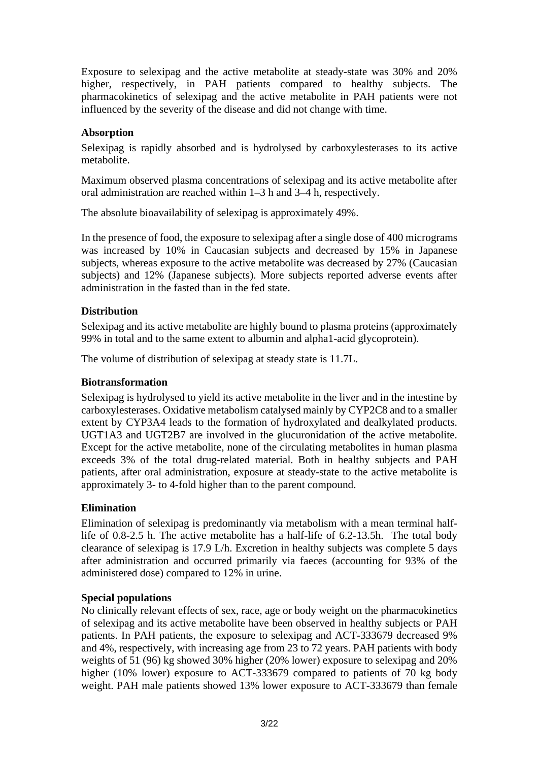Exposure to selexipag and the active metabolite at steady-state was 30% and 20% higher, respectively, in PAH patients compared to healthy subjects. The pharmacokinetics of selexipag and the active metabolite in PAH patients were not influenced by the severity of the disease and did not change with time.

**Absorption**

Selexipag is rapidly absorbed and is hydrolysed by carboxylesterases to its active metabolite.

Maximum observed plasma concentrations of selexipag and its active metabolite after oral administration are reached within 1–3 h and 3–4 h, respectively.

The absolute bioavailability of selexipag is approximately 49%.

In the presence of food, the exposure to selexipag after a single dose of 400 micrograms was increased by 10% in Caucasian subjects and decreased by 15% in Japanese subjects, whereas exposure to the active metabolite was decreased by 27% (Caucasian subjects) and 12% (Japanese subjects). More subjects reported adverse events after administration in the fasted than in the fed state.

**Distribution**

Selexipag and its active metabolite are highly bound to plasma proteins (approximately 99% in total and to the same extent to albumin and alpha1-acid glycoprotein).

The volume of distribution of selexipag at steady state is 11.7L.

**Biotransformation**

Selexipag is hydrolysed to yield its active metabolite in the liver and in the intestine by carboxylesterases. Oxidative metabolism catalysed mainly by CYP2C8 and to a smaller extent by CYP3A4 leads to the formation of hydroxylated and dealkylated products. UGT1A3 and UGT2B7 are involved in the glucuronidation of the active metabolite. Except for the active metabolite, none of the circulating metabolites in human plasma exceeds 3% of the total drug-related material. Both in healthy subjects and PAH patients, after oral administration, exposure at steady-state to the active metabolite is approximately 3- to 4-fold higher than to the parent compound.

**Elimination**

Elimination of selexipag is predominantly via metabolism with a mean terminal half-life of 0.8-2.5 h. The active metabolite has a half-life of 6.2-13.5h. The total body clearance of selexipag is 17.9 L/h. Excretion in healthy subjects was complete 5 days after administration and occurred primarily via faeces (accounting for 93% of the administered dose) compared to 12% in urine.

**Special populations**

No clinically relevant effects of sex, race, age or body weight on the pharmacokinetics of selexipag and its active metabolite have been observed in healthy subjects or PAH patients. In PAH patients, the exposure to selexipag and ACT-333679 decreased 9% and 4%, respectively, with increasing age from 23 to 72 years. PAH patients with body weights of 51 (96) kg showed 30% higher (20% lower) exposure to selexipag and 20% higher (10% lower) exposure to ACT-333679 compared to patients of 70 kg body weight. PAH male patients showed 13% lower exposure to ACT-333679 than female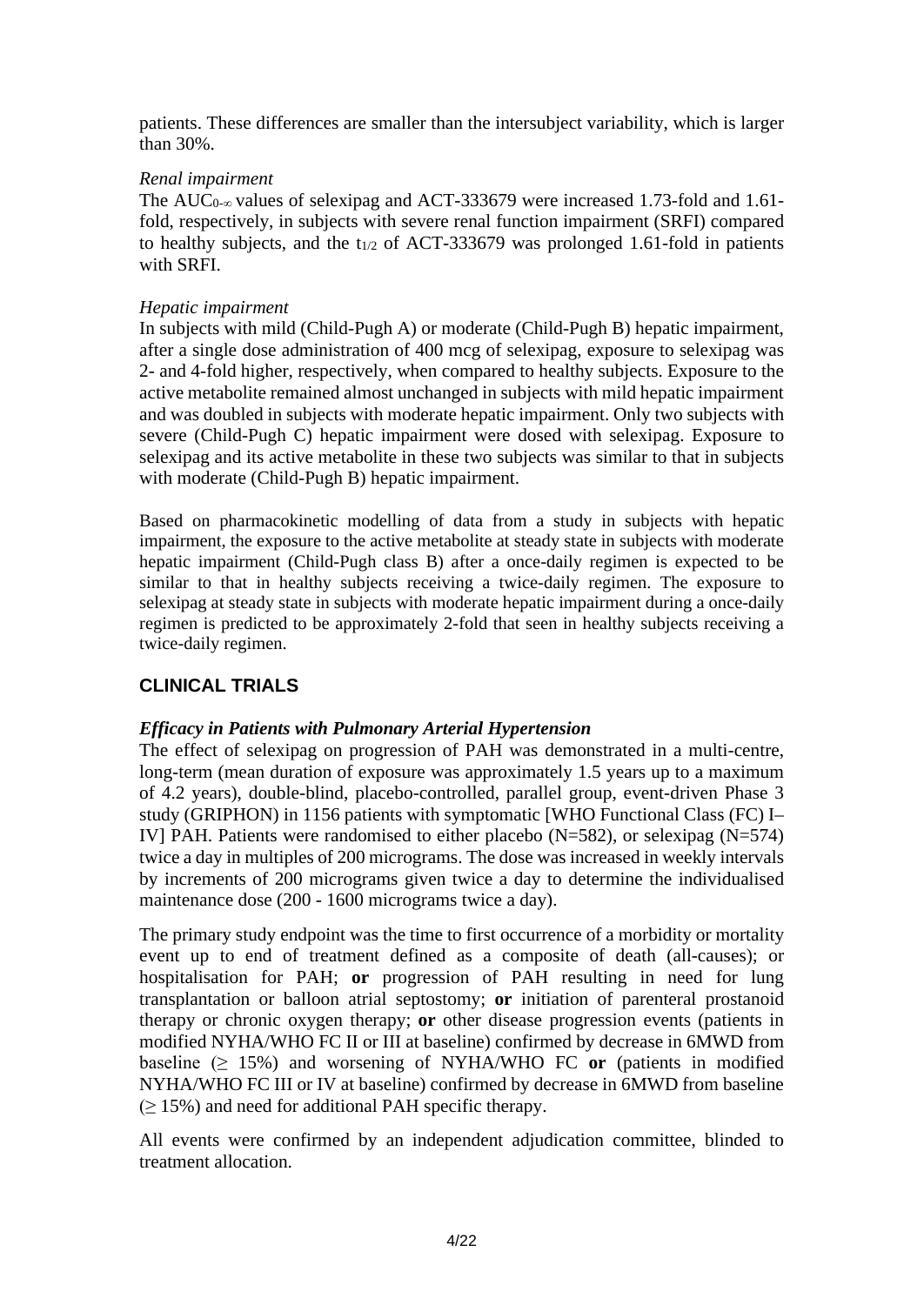patients. These differences are smaller than the intersubject variability, which is larger than 30%.

*Renal impairment*

The $AUC_{0-\infty}$ values of selexipag and ACT-333679 were increased 1.73-fold and 1.61-fold, respectively, in subjects with severe renal function impairment (SRFI) compared to healthy subjects, and the $t_{1/2}$ of ACT-333679 was prolonged 1.61-fold in patients with SRFI.

*Hepatic impairment*

In subjects with mild (Child-Pugh A) or moderate (Child-Pugh B) hepatic impairment, after a single dose administration of 400 mcg of selexipag, exposure to selexipag was 2- and 4-fold higher, respectively, when compared to healthy subjects. Exposure to the active metabolite remained almost unchanged in subjects with mild hepatic impairment and was doubled in subjects with moderate hepatic impairment. Only two subjects with severe (Child-Pugh C) hepatic impairment were dosed with selexipag. Exposure to selexipag and its active metabolite in these two subjects was similar to that in subjects with moderate (Child-Pugh B) hepatic impairment.

Based on pharmacokinetic modelling of data from a study in subjects with hepatic impairment, the exposure to the active metabolite at steady state in subjects with moderate hepatic impairment (Child-Pugh class B) after a once-daily regimen is expected to be similar to that in healthy subjects receiving a twice-daily regimen. The exposure to selexipag at steady state in subjects with moderate hepatic impairment during a once-daily regimen is predicted to be approximately 2-fold that seen in healthy subjects receiving a twice-daily regimen.

## CLINICAL TRIALS

### *Efficacy in Patients with Pulmonary Arterial Hypertension*

The effect of selexipag on progression of PAH was demonstrated in a multi-centre, long-term (mean duration of exposure was approximately 1.5 years up to a maximum of 4.2 years), double-blind, placebo-controlled, parallel group, event-driven Phase 3 study (GRIPHON) in 1156 patients with symptomatic [WHO Functional Class (FC) I–IV] PAH. Patients were randomised to either placebo (N=582), or selexipag (N=574) twice a day in multiples of 200 micrograms. The dose was increased in weekly intervals by increments of 200 micrograms given twice a day to determine the individualised maintenance dose (200 - 1600 micrograms twice a day).

The primary study endpoint was the time to first occurrence of a morbidity or mortality event up to end of treatment defined as a composite of death (all-causes); or hospitalisation for PAH; **or** progression of PAH resulting in need for lung transplantation or balloon atrial septostomy; **or** initiation of parenteral prostanoid therapy or chronic oxygen therapy; **or** other disease progression events (patients in modified NYHA/WHO FC II or III at baseline) confirmed by decrease in 6MWD from baseline ($\geq$ 15%) and worsening of NYHA/WHO FC **or** (patients in modified NYHA/WHO FC III or IV at baseline) confirmed by decrease in 6MWD from baseline ($\geq$ 15%) and need for additional PAH specific therapy.

All events were confirmed by an independent adjudication committee, blinded to treatment allocation.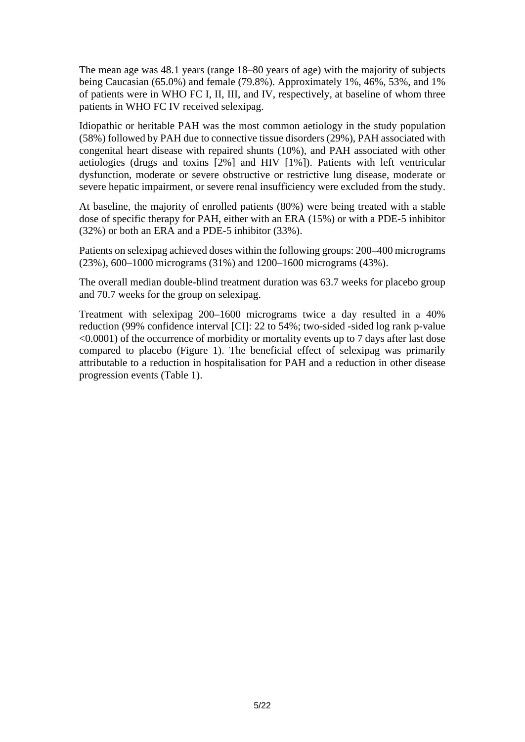The mean age was 48.1 years (range 18–80 years of age) with the majority of subjects being Caucasian (65.0%) and female (79.8%). Approximately 1%, 46%, 53%, and 1% of patients were in WHO FC I, II, III, and IV, respectively, at baseline of whom three patients in WHO FC IV received selexipag.

Idiopathic or heritable PAH was the most common aetiology in the study population (58%) followed by PAH due to connective tissue disorders (29%), PAH associated with congenital heart disease with repaired shunts (10%), and PAH associated with other aetiologies (drugs and toxins [2%] and HIV [1%]). Patients with left ventricular dysfunction, moderate or severe obstructive or restrictive lung disease, moderate or severe hepatic impairment, or severe renal insufficiency were excluded from the study.

At baseline, the majority of enrolled patients (80%) were being treated with a stable dose of specific therapy for PAH, either with an ERA (15%) or with a PDE-5 inhibitor (32%) or both an ERA and a PDE-5 inhibitor (33%).

Patients on selexipag achieved doses within the following groups: 200–400 micrograms (23%), 600–1000 micrograms (31%) and 1200–1600 micrograms (43%).

The overall median double-blind treatment duration was 63.7 weeks for placebo group and 70.7 weeks for the group on selexipag.

Treatment with selexipag 200–1600 micrograms twice a day resulted in a 40% reduction (99% confidence interval [CI]: 22 to 54%; two-sided -sided log rank p-value <0.0001) of the occurrence of morbidity or mortality events up to 7 days after last dose compared to placebo (Figure 1). The beneficial effect of selexipag was primarily attributable to a reduction in hospitalisation for PAH and a reduction in other disease progression events (Table 1).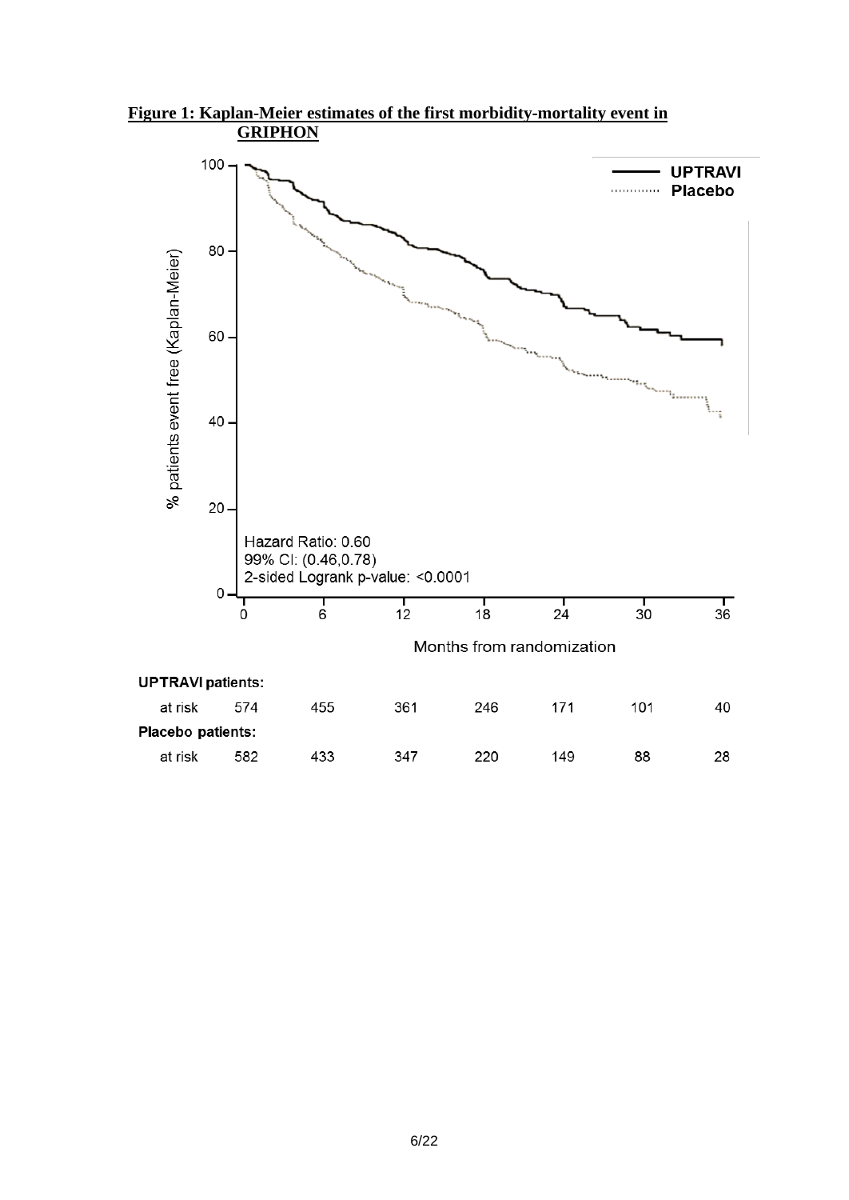**Figure 1: Kaplan-Meier estimates of the first morbidity-mortality event in GRIPHON**

Hazard Ratio: 0.60
99% CI: (0.46,0.78)
2-sided Logrank p-value: <0.0001

Months from randomization

| | 0 | 6 | 12 | 18 | 24 | 30 | 36 |
|---|---|---|---|---|---|---|---|
| **UPTRAVI patients:** | | | | | | | |
| at risk | 574 | 455 | 361 | 246 | 171 | 101 | 40 |
| **Placebo patients:** | | | | | | | |
| at risk | 582 | 433 | 347 | 220 | 149 | 88 | 28 |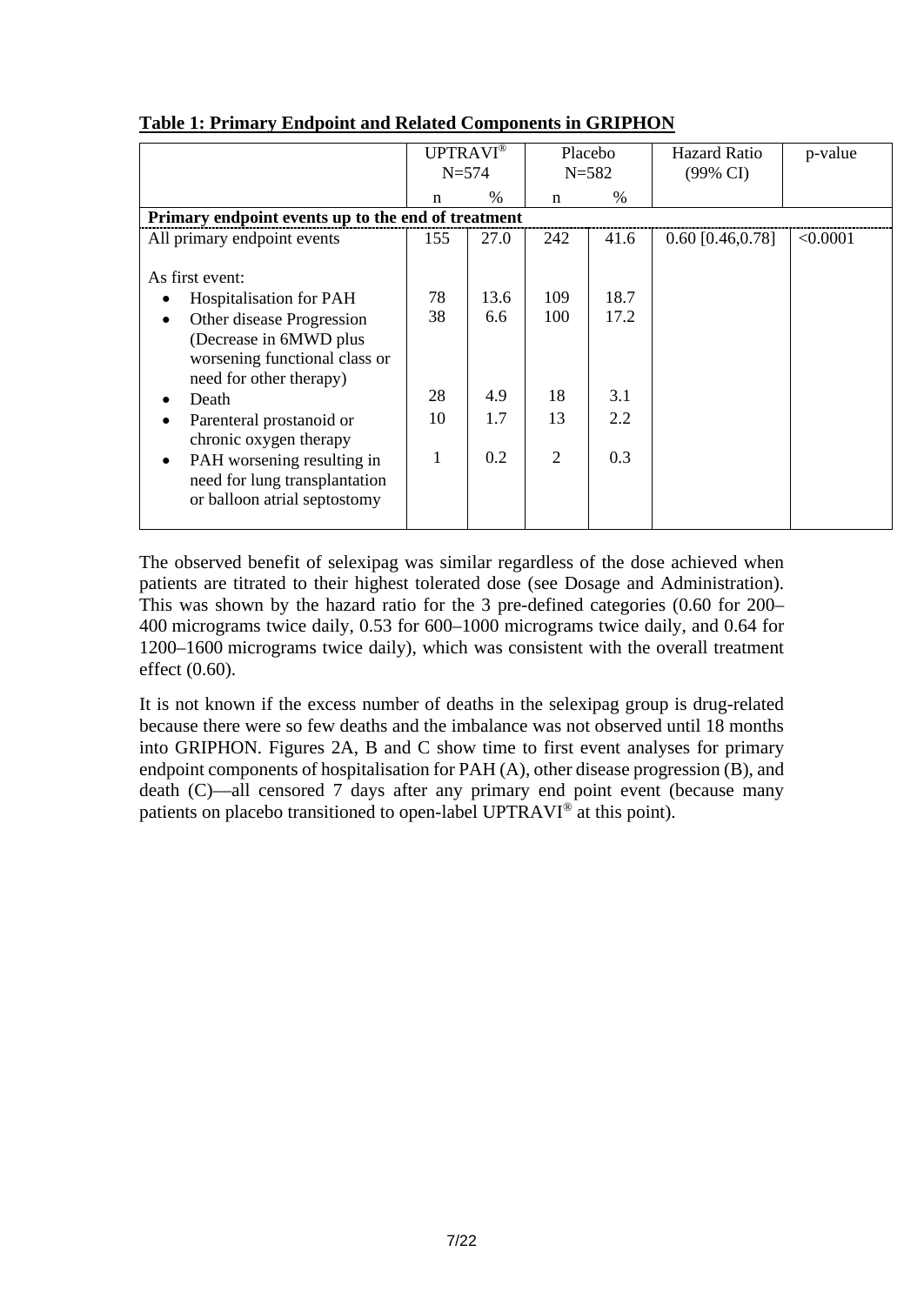**Table 1: Primary Endpoint and Related Components in GRIPHON**

| | UPTRAVI® N=574 | | Placebo N=582 | | Hazard Ratio (99% CI) | p-value |
|---|---|---|---|---|---|---|
| | n | % | n | % | | |
| **Primary endpoint events up to the end of treatment** | | | | | | |
| All primary endpoint events | 155 | 27.0 | 242 | 41.6 | 0.60 [0.46,0.78] | <0.0001 |
| As first event: | | | | | | |
| • Hospitalisation for PAH | 78 | 13.6 | 109 | 18.7 | | |
| • Other disease Progression (Decrease in 6MWD plus worsening functional class or need for other therapy) | 38 | 6.6 | 100 | 17.2 | | |
| • Death | 28 | 4.9 | 18 | 3.1 | | |
| • Parenteral prostanoid or chronic oxygen therapy | 10 | 1.7 | 13 | 2.2 | | |
| • PAH worsening resulting in need for lung transplantation or balloon atrial septostomy | 1 | 0.2 | 2 | 0.3 | | |

The observed benefit of selexipag was similar regardless of the dose achieved when patients are titrated to their highest tolerated dose (see Dosage and Administration). This was shown by the hazard ratio for the 3 pre-defined categories (0.60 for 200–400 micrograms twice daily, 0.53 for 600–1000 micrograms twice daily, and 0.64 for 1200–1600 micrograms twice daily), which was consistent with the overall treatment effect (0.60).

It is not known if the excess number of deaths in the selexipag group is drug-related because there were so few deaths and the imbalance was not observed until 18 months into GRIPHON. Figures 2A, B and C show time to first event analyses for primary endpoint components of hospitalisation for PAH (A), other disease progression (B), and death (C)—all censored 7 days after any primary end point event (because many patients on placebo transitioned to open-label UPTRAVI® at this point).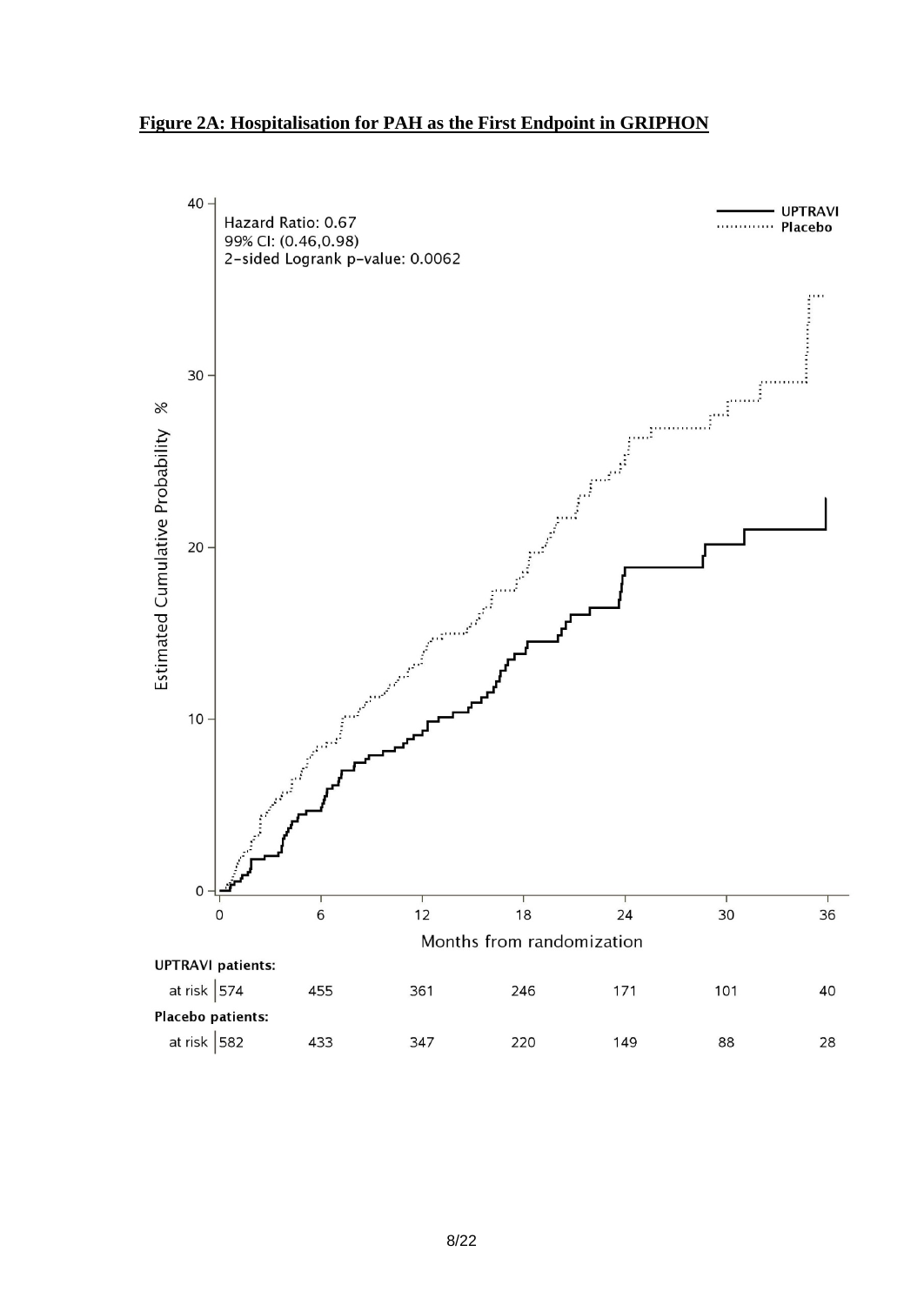**Figure 2A: Hospitalisation for PAH as the First Endpoint in GRIPHON**

Hazard Ratio: 0.67
99% CI: (0.46,0.98)
2-sided Logrank p-value: 0.0062

UPTRAVI
Placebo

Estimated Cumulative Probability %

Months from randomization

| | 0 | 6 | 12 | 18 | 24 | 30 | 36 |
|---|---|---|---|---|---|---|---|
| **UPTRAVI patients:** at risk | 574 | 455 | 361 | 246 | 171 | 101 | 40 |
| **Placebo patients:** at risk | 582 | 433 | 347 | 220 | 149 | 88 | 28 |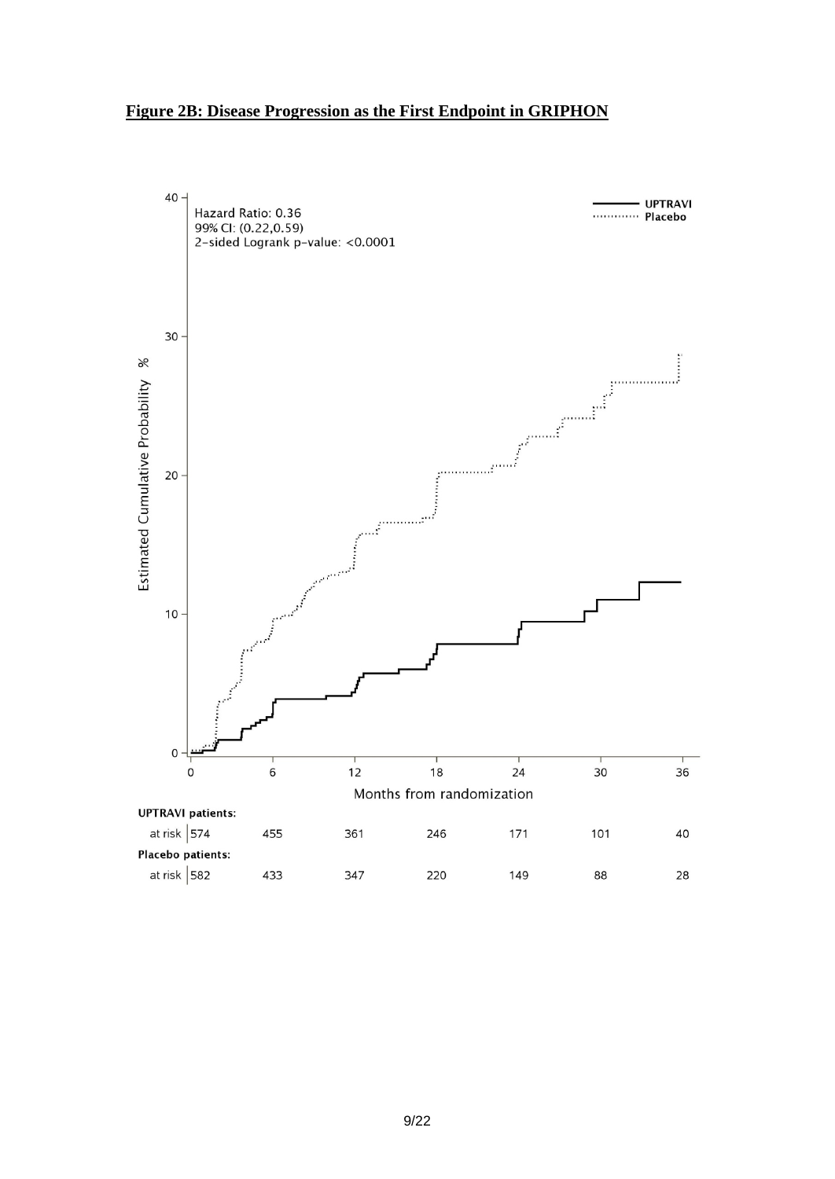**Figure 2B: Disease Progression as the First Endpoint in GRIPHON**

Hazard Ratio: 0.36
99% CI: (0.22,0.59)
2-sided Logrank p-value: <0.0001

| | 0 | 6 | 12 | 18 | 24 | 30 | 36 |
|---|---|---|---|---|---|---|---|
| **UPTRAVI patients:** at risk | 574 | 455 | 361 | 246 | 171 | 101 | 40 |
| **Placebo patients:** at risk | 582 | 433 | 347 | 220 | 149 | 88 | 28 |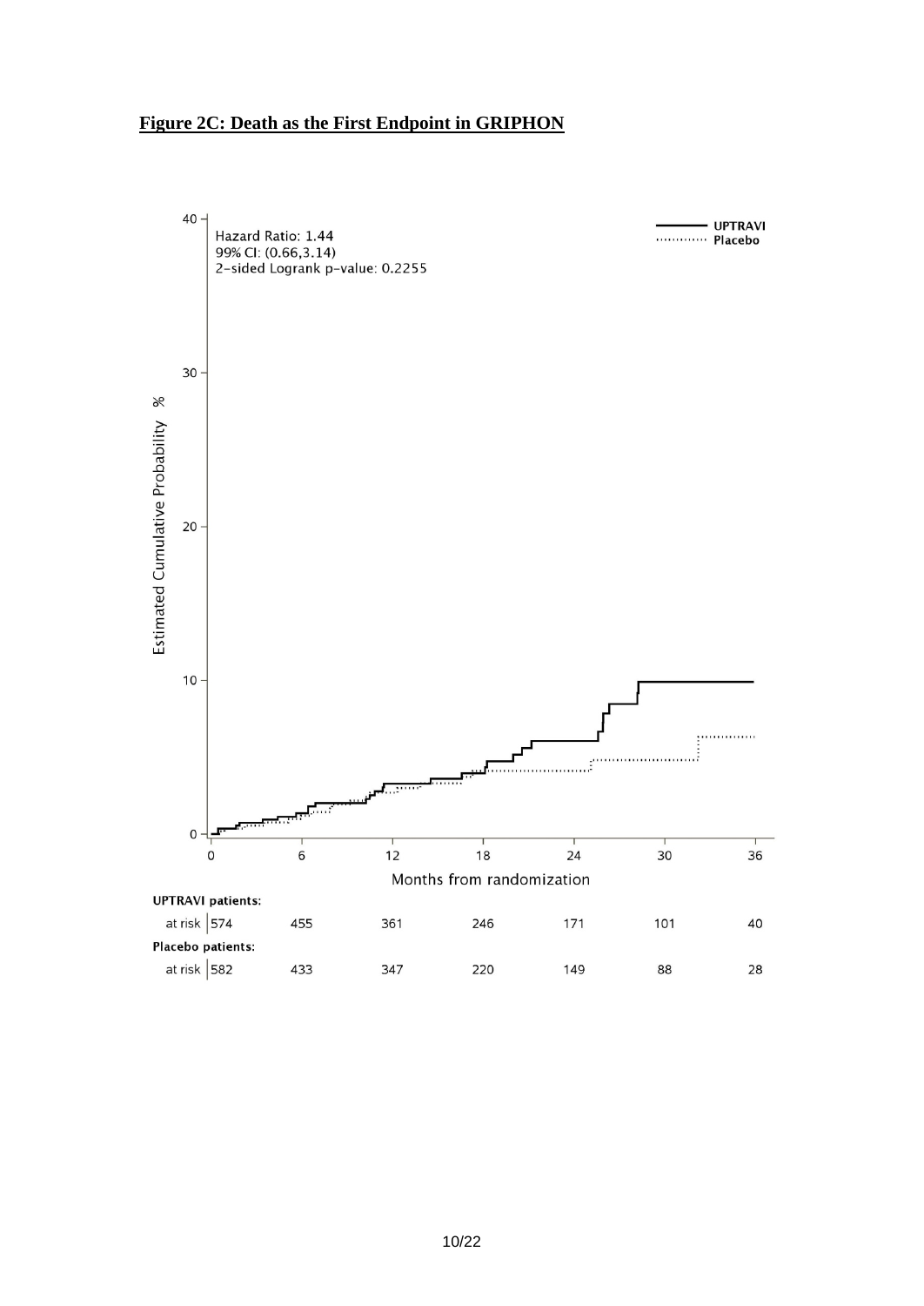**Figure 2C: Death as the First Endpoint in GRIPHON**

Hazard Ratio: 1.44
99% CI: (0.66,3.14)
2-sided Logrank p-value: 0.2255

| | 0 | 6 | 12 | 18 | 24 | 30 | 36 |
|---|---|---|---|---|---|---|---|
| **UPTRAVI patients:** at risk | 574 | 455 | 361 | 246 | 171 | 101 | 40 |
| **Placebo patients:** at risk | 582 | 433 | 347 | 220 | 149 | 88 | 28 |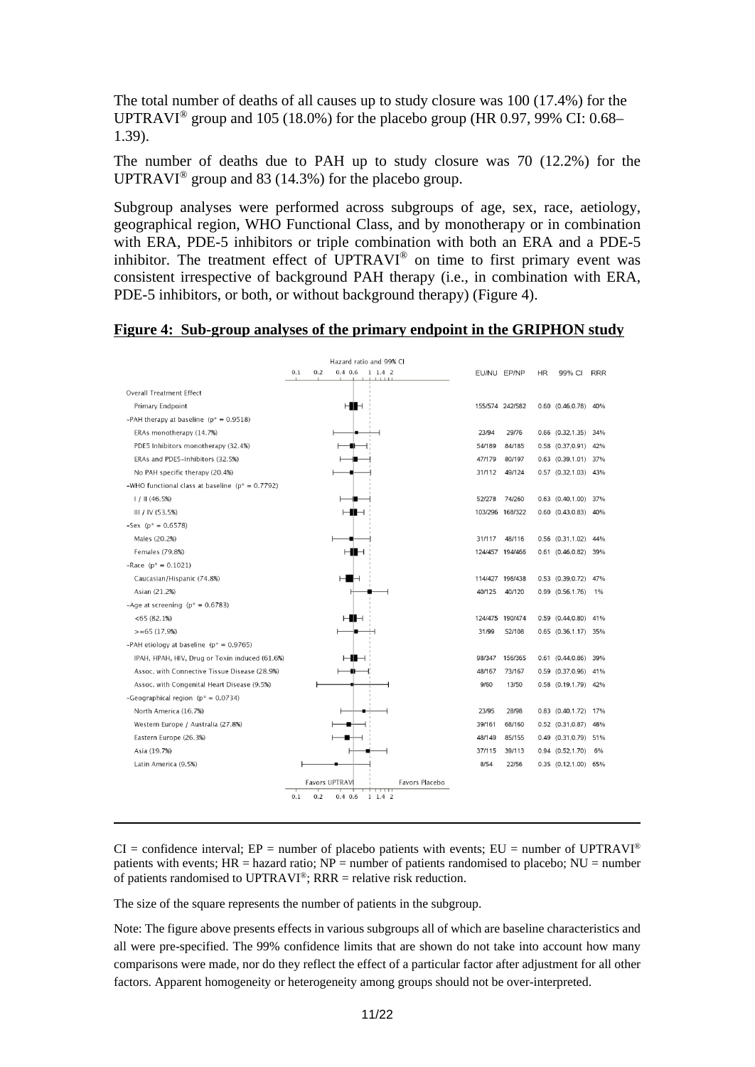The total number of deaths of all causes up to study closure was 100 (17.4%) for the UPTRAVI® group and 105 (18.0%) for the placebo group (HR 0.97, 99% CI: 0.68–1.39).

The number of deaths due to PAH up to study closure was 70 (12.2%) for the UPTRAVI® group and 83 (14.3%) for the placebo group.

Subgroup analyses were performed across subgroups of age, sex, race, aetiology, geographical region, WHO Functional Class, and by monotherapy or in combination with ERA, PDE-5 inhibitors or triple combination with both an ERA and a PDE-5 inhibitor. The treatment effect of UPTRAVI® on time to first primary event was consistent irrespective of background PAH therapy (i.e., in combination with ERA, PDE-5 inhibitors, or both, or without background therapy) (Figure 4).

**Figure 4: Sub-group analyses of the primary endpoint in the GRIPHON study**

| | EU/NU | EP/NP | HR | 99% CI | RRR |
|---|---|---|---|---|---|
| **Overall Treatment Effect** | | | | | |
| Primary Endpoint | 155/574 | 242/582 | 0.60 | (0.46,0.78) | 40% |
| **-PAH therapy at baseline ($p^* = 0.9518$)** | | | | | |
| ERAs monotherapy (14.7%) | 23/94 | 29/76 | 0.66 | (0.32,1.35) | 34% |
| PDE5 Inhibitors monotherapy (32.4%) | 54/189 | 84/185 | 0.58 | (0.37,0.91) | 42% |
| ERAs and PDE5-Inhibitors (32.5%) | 47/179 | 80/197 | 0.63 | (0.39,1.01) | 37% |
| No PAH specific therapy (20.4%) | 31/112 | 49/124 | 0.57 | (0.32,1.03) | 43% |
| **-WHO functional class at baseline ($p^* = 0.7792$)** | | | | | |
| I / II (46.5%) | 52/278 | 74/260 | 0.63 | (0.40,1.00) | 37% |
| III / IV (53.5%) | 103/296 | 168/322 | 0.60 | (0.43,0.83) | 40% |
| **-Sex ($p^* = 0.6578$)** | | | | | |
| Males (20.2%) | 31/117 | 48/116 | 0.56 | (0.31,1.02) | 44% |
| Females (79.8%) | 124/457 | 194/466 | 0.61 | (0.46,0.82) | 39% |
| **-Race ($p^* = 0.1021$)** | | | | | |
| Caucasian/Hispanic (74.8%) | 114/427 | 196/438 | 0.53 | (0.39,0.72) | 47% |
| Asian (21.2%) | 40/125 | 40/120 | 0.99 | (0.56,1.76) | 1% |
| **-Age at screening ($p^* = 0.6783$)** | | | | | |
| <65 (82.1%) | 124/475 | 190/474 | 0.59 | (0.44,0.80) | 41% |
| >=65 (17.9%) | 31/99 | 52/108 | 0.65 | (0.36,1.17) | 35% |
| **-PAH etiology at baseline ($p^* = 0.9765$)** | | | | | |
| IPAH, HPAH, HIV, Drug or Toxin induced (61.6%) | 98/347 | 156/365 | 0.61 | (0.44,0.86) | 39% |
| Assoc. with Connective Tissue Disease (28.9%) | 48/167 | 73/167 | 0.59 | (0.37,0.96) | 41% |
| Assoc. with Congenital Heart Disease (9.5%) | 9/60 | 13/50 | 0.58 | (0.19,1.79) | 42% |
| **-Geographical region ($p^* = 0.0734$)** | | | | | |
| North America (16.7%) | 23/95 | 28/98 | 0.83 | (0.40,1.72) | 17% |
| Western Europe / Australia (27.8%) | 39/161 | 68/160 | 0.52 | (0.31,0.87) | 48% |
| Eastern Europe (26.3%) | 48/149 | 85/155 | 0.49 | (0.31,0.79) | 51% |
| Asia (19.7%) | 37/115 | 39/113 | 0.94 | (0.52,1.70) | 6% |
| Latin America (9.5%) | 8/54 | 22/56 | 0.35 | (0.12,1.00) | 65% |

Hazard ratio and 99% CI (axis: 0.1, 0.2, 0.4, 0.6, 1, 1.4, 2) — Favors UPTRAVI | Favors Placebo

CI = confidence interval; EP = number of placebo patients with events; EU = number of UPTRAVI® patients with events; HR = hazard ratio; NP = number of patients randomised to placebo; NU = number of patients randomised to UPTRAVI®; RRR = relative risk reduction.

The size of the square represents the number of patients in the subgroup.

Note: The figure above presents effects in various subgroups all of which are baseline characteristics and all were pre-specified. The 99% confidence limits that are shown do not take into account how many comparisons were made, nor do they reflect the effect of a particular factor after adjustment for all other factors. Apparent homogeneity or heterogeneity among groups should not be over-interpreted.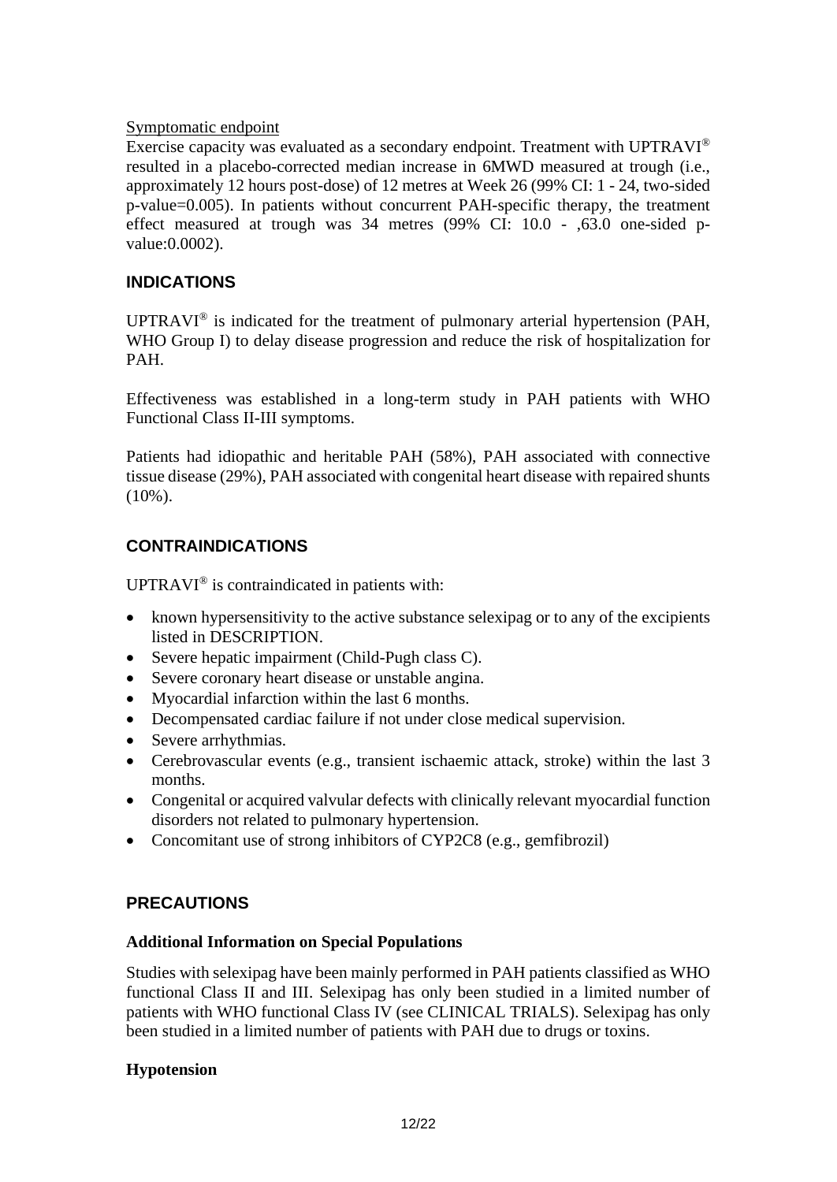Symptomatic endpoint

Exercise capacity was evaluated as a secondary endpoint. Treatment with UPTRAVI® resulted in a placebo-corrected median increase in 6MWD measured at trough (i.e., approximately 12 hours post-dose) of 12 metres at Week 26 (99% CI: 1 - 24, two-sided p-value=0.005). In patients without concurrent PAH-specific therapy, the treatment effect measured at trough was 34 metres (99% CI: 10.0 - ,63.0 one-sided p-value:0.0002).

## INDICATIONS

UPTRAVI® is indicated for the treatment of pulmonary arterial hypertension (PAH, WHO Group I) to delay disease progression and reduce the risk of hospitalization for PAH.

Effectiveness was established in a long-term study in PAH patients with WHO Functional Class II-III symptoms.

Patients had idiopathic and heritable PAH (58%), PAH associated with connective tissue disease (29%), PAH associated with congenital heart disease with repaired shunts (10%).

## CONTRAINDICATIONS

UPTRAVI® is contraindicated in patients with:

- known hypersensitivity to the active substance selexipag or to any of the excipients listed in DESCRIPTION.
- Severe hepatic impairment (Child-Pugh class C).
- Severe coronary heart disease or unstable angina.
- Myocardial infarction within the last 6 months.
- Decompensated cardiac failure if not under close medical supervision.
- Severe arrhythmias.
- Cerebrovascular events (e.g., transient ischaemic attack, stroke) within the last 3 months.
- Congenital or acquired valvular defects with clinically relevant myocardial function disorders not related to pulmonary hypertension.
- Concomitant use of strong inhibitors of CYP2C8 (e.g., gemfibrozil)

## PRECAUTIONS

### Additional Information on Special Populations

Studies with selexipag have been mainly performed in PAH patients classified as WHO functional Class II and III. Selexipag has only been studied in a limited number of patients with WHO functional Class IV (see CLINICAL TRIALS). Selexipag has only been studied in a limited number of patients with PAH due to drugs or toxins.

### Hypotension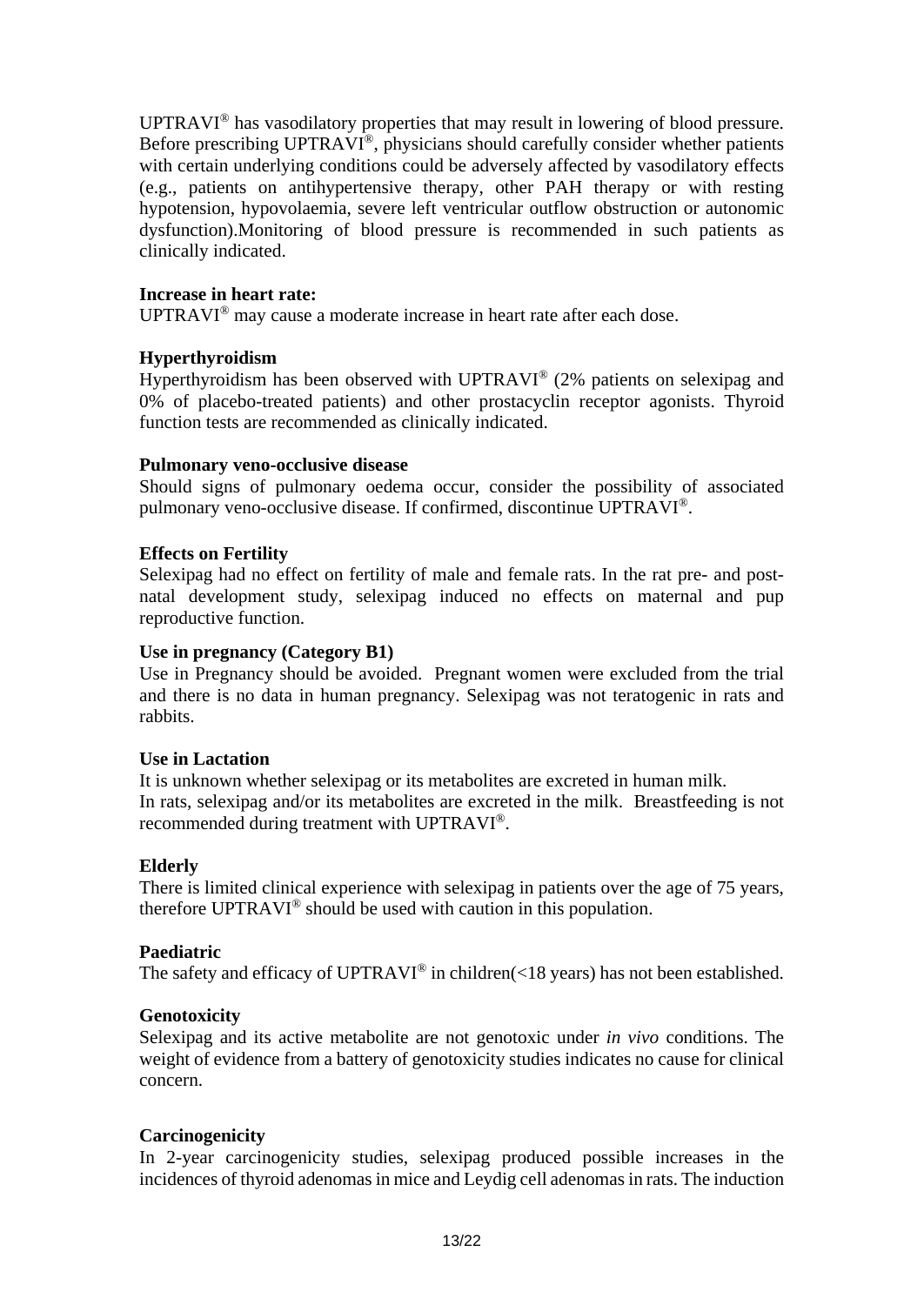UPTRAVI® has vasodilatory properties that may result in lowering of blood pressure. Before prescribing UPTRAVI®, physicians should carefully consider whether patients with certain underlying conditions could be adversely affected by vasodilatory effects (e.g., patients on antihypertensive therapy, other PAH therapy or with resting hypotension, hypovolaemia, severe left ventricular outflow obstruction or autonomic dysfunction).Monitoring of blood pressure is recommended in such patients as clinically indicated.

**Increase in heart rate:**

UPTRAVI® may cause a moderate increase in heart rate after each dose.

**Hyperthyroidism**

Hyperthyroidism has been observed with UPTRAVI® (2% patients on selexipag and 0% of placebo-treated patients) and other prostacyclin receptor agonists. Thyroid function tests are recommended as clinically indicated.

**Pulmonary veno-occlusive disease**

Should signs of pulmonary oedema occur, consider the possibility of associated pulmonary veno-occlusive disease. If confirmed, discontinue UPTRAVI®.

**Effects on Fertility**

Selexipag had no effect on fertility of male and female rats. In the rat pre- and post-natal development study, selexipag induced no effects on maternal and pup reproductive function.

**Use in pregnancy (Category B1)**

Use in Pregnancy should be avoided. Pregnant women were excluded from the trial and there is no data in human pregnancy. Selexipag was not teratogenic in rats and rabbits.

**Use in Lactation**

It is unknown whether selexipag or its metabolites are excreted in human milk.
In rats, selexipag and/or its metabolites are excreted in the milk. Breastfeeding is not recommended during treatment with UPTRAVI®.

**Elderly**

There is limited clinical experience with selexipag in patients over the age of 75 years, therefore UPTRAVI® should be used with caution in this population.

**Paediatric**

The safety and efficacy of UPTRAVI® in children(<18 years) has not been established.

**Genotoxicity**

Selexipag and its active metabolite are not genotoxic under *in vivo* conditions. The weight of evidence from a battery of genotoxicity studies indicates no cause for clinical concern.

**Carcinogenicity**

In 2-year carcinogenicity studies, selexipag produced possible increases in the incidences of thyroid adenomas in mice and Leydig cell adenomas in rats. The induction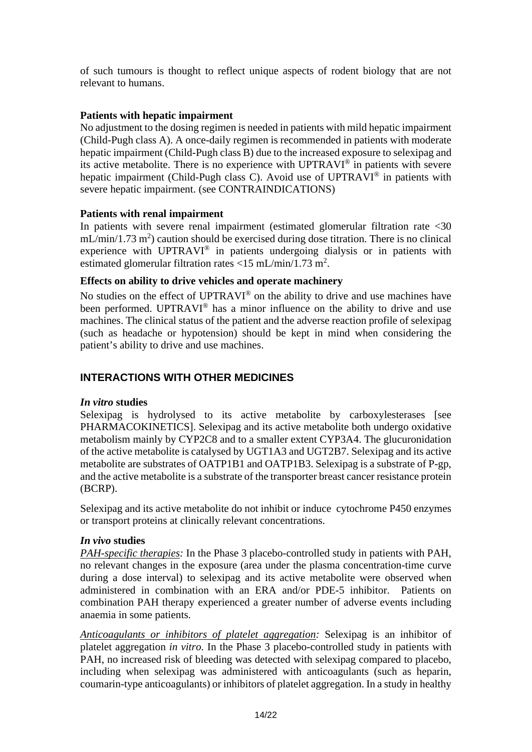of such tumours is thought to reflect unique aspects of rodent biology that are not relevant to humans.

**Patients with hepatic impairment**

No adjustment to the dosing regimen is needed in patients with mild hepatic impairment (Child-Pugh class A). A once-daily regimen is recommended in patients with moderate hepatic impairment (Child-Pugh class B) due to the increased exposure to selexipag and its active metabolite. There is no experience with UPTRAVI® in patients with severe hepatic impairment (Child-Pugh class C). Avoid use of UPTRAVI® in patients with severe hepatic impairment. (see CONTRAINDICATIONS)

**Patients with renal impairment**

In patients with severe renal impairment (estimated glomerular filtration rate <30 mL/min/1.73 $m^2$) caution should be exercised during dose titration. There is no clinical experience with UPTRAVI® in patients undergoing dialysis or in patients with estimated glomerular filtration rates <15 mL/min/1.73 $m^2$.

**Effects on ability to drive vehicles and operate machinery**

No studies on the effect of UPTRAVI® on the ability to drive and use machines have been performed. UPTRAVI® has a minor influence on the ability to drive and use machines. The clinical status of the patient and the adverse reaction profile of selexipag (such as headache or hypotension) should be kept in mind when considering the patient's ability to drive and use machines.

## INTERACTIONS WITH OTHER MEDICINES

***In vitro* studies**

Selexipag is hydrolysed to its active metabolite by carboxylesterases [see PHARMACOKINETICS]. Selexipag and its active metabolite both undergo oxidative metabolism mainly by CYP2C8 and to a smaller extent CYP3A4. The glucuronidation of the active metabolite is catalysed by UGT1A3 and UGT2B7. Selexipag and its active metabolite are substrates of OATP1B1 and OATP1B3. Selexipag is a substrate of P-gp, and the active metabolite is a substrate of the transporter breast cancer resistance protein (BCRP).

Selexipag and its active metabolite do not inhibit or induce cytochrome P450 enzymes or transport proteins at clinically relevant concentrations.

***In vivo* studies**

*PAH-specific therapies:* In the Phase 3 placebo-controlled study in patients with PAH, no relevant changes in the exposure (area under the plasma concentration-time curve during a dose interval) to selexipag and its active metabolite were observed when administered in combination with an ERA and/or PDE-5 inhibitor. Patients on combination PAH therapy experienced a greater number of adverse events including anaemia in some patients.

*Anticoagulants or inhibitors of platelet aggregation:* Selexipag is an inhibitor of platelet aggregation *in vitro*. In the Phase 3 placebo-controlled study in patients with PAH, no increased risk of bleeding was detected with selexipag compared to placebo, including when selexipag was administered with anticoagulants (such as heparin, coumarin-type anticoagulants) or inhibitors of platelet aggregation. In a study in healthy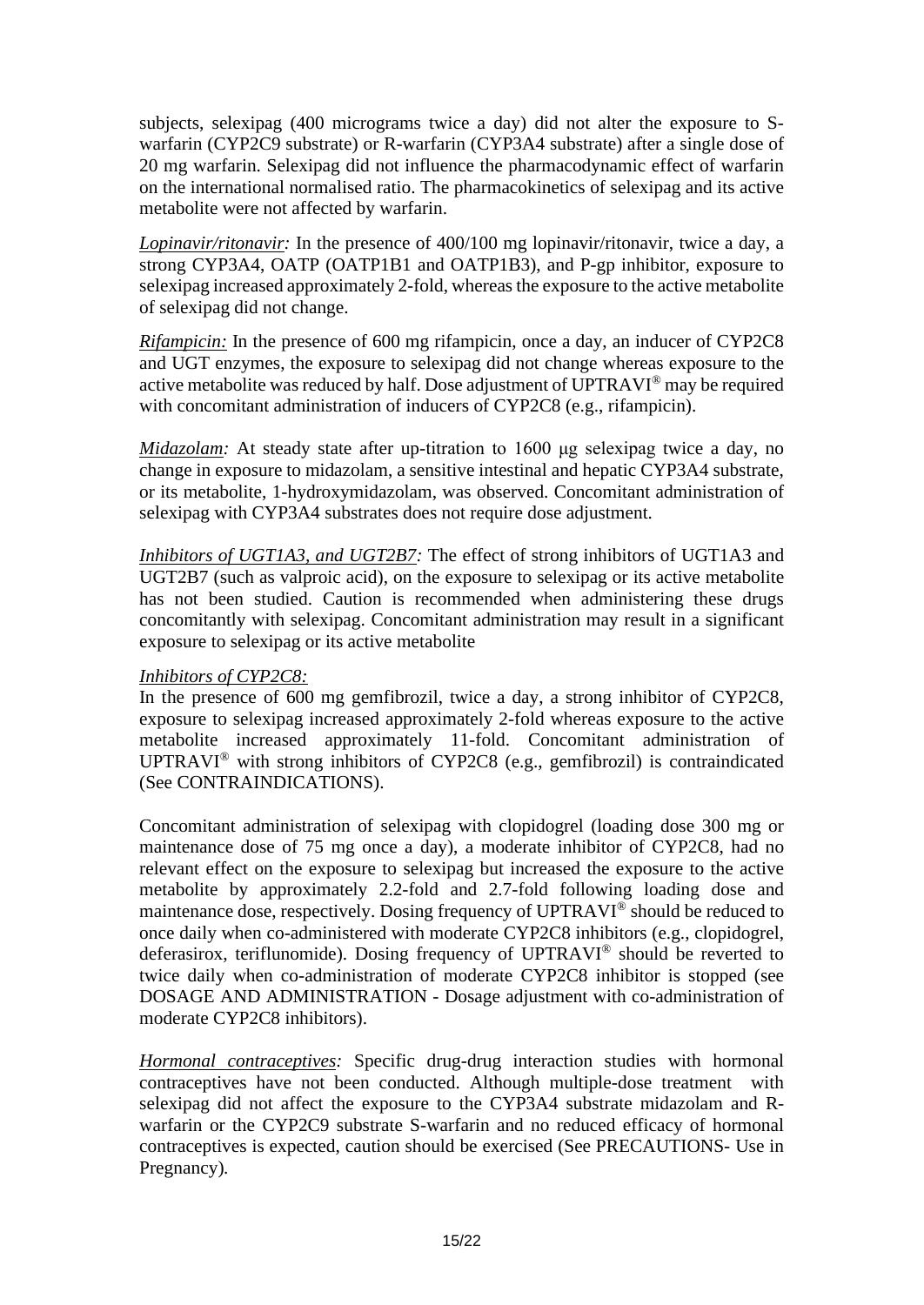subjects, selexipag (400 micrograms twice a day) did not alter the exposure to S-warfarin (CYP2C9 substrate) or R-warfarin (CYP3A4 substrate) after a single dose of 20 mg warfarin. Selexipag did not influence the pharmacodynamic effect of warfarin on the international normalised ratio. The pharmacokinetics of selexipag and its active metabolite were not affected by warfarin.

*Lopinavir/ritonavir:* In the presence of 400/100 mg lopinavir/ritonavir, twice a day, a strong CYP3A4, OATP (OATP1B1 and OATP1B3), and P-gp inhibitor, exposure to selexipag increased approximately 2-fold, whereas the exposure to the active metabolite of selexipag did not change.

*Rifampicin:* In the presence of 600 mg rifampicin, once a day, an inducer of CYP2C8 and UGT enzymes, the exposure to selexipag did not change whereas exposure to the active metabolite was reduced by half. Dose adjustment of UPTRAVI® may be required with concomitant administration of inducers of CYP2C8 (e.g., rifampicin).

*Midazolam:* At steady state after up-titration to 1600 μg selexipag twice a day, no change in exposure to midazolam, a sensitive intestinal and hepatic CYP3A4 substrate, or its metabolite, 1-hydroxymidazolam, was observed. Concomitant administration of selexipag with CYP3A4 substrates does not require dose adjustment.

*Inhibitors of UGT1A3, and UGT2B7:* The effect of strong inhibitors of UGT1A3 and UGT2B7 (such as valproic acid), on the exposure to selexipag or its active metabolite has not been studied. Caution is recommended when administering these drugs concomitantly with selexipag. Concomitant administration may result in a significant exposure to selexipag or its active metabolite

*Inhibitors of CYP2C8:*

In the presence of 600 mg gemfibrozil, twice a day, a strong inhibitor of CYP2C8, exposure to selexipag increased approximately 2-fold whereas exposure to the active metabolite increased approximately 11-fold. Concomitant administration of UPTRAVI® with strong inhibitors of CYP2C8 (e.g., gemfibrozil) is contraindicated (See CONTRAINDICATIONS).

Concomitant administration of selexipag with clopidogrel (loading dose 300 mg or maintenance dose of 75 mg once a day), a moderate inhibitor of CYP2C8, had no relevant effect on the exposure to selexipag but increased the exposure to the active metabolite by approximately 2.2-fold and 2.7-fold following loading dose and maintenance dose, respectively. Dosing frequency of UPTRAVI® should be reduced to once daily when co-administered with moderate CYP2C8 inhibitors (e.g., clopidogrel, deferasirox, teriflunomide). Dosing frequency of UPTRAVI® should be reverted to twice daily when co-administration of moderate CYP2C8 inhibitor is stopped (see DOSAGE AND ADMINISTRATION - Dosage adjustment with co-administration of moderate CYP2C8 inhibitors).

*Hormonal contraceptives:* Specific drug-drug interaction studies with hormonal contraceptives have not been conducted. Although multiple-dose treatment with selexipag did not affect the exposure to the CYP3A4 substrate midazolam and R-warfarin or the CYP2C9 substrate S-warfarin and no reduced efficacy of hormonal contraceptives is expected, caution should be exercised (See PRECAUTIONS- Use in Pregnancy).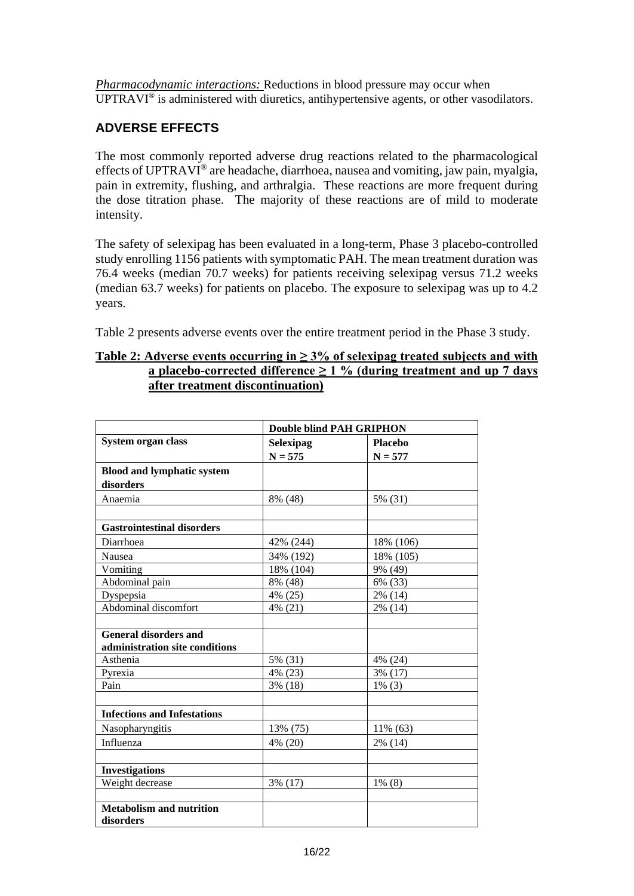*Pharmacodynamic interactions:* Reductions in blood pressure may occur when UPTRAVI® is administered with diuretics, antihypertensive agents, or other vasodilators.

## ADVERSE EFFECTS

The most commonly reported adverse drug reactions related to the pharmacological effects of UPTRAVI® are headache, diarrhoea, nausea and vomiting, jaw pain, myalgia, pain in extremity, flushing, and arthralgia. These reactions are more frequent during the dose titration phase. The majority of these reactions are of mild to moderate intensity.

The safety of selexipag has been evaluated in a long-term, Phase 3 placebo-controlled study enrolling 1156 patients with symptomatic PAH. The mean treatment duration was 76.4 weeks (median 70.7 weeks) for patients receiving selexipag versus 71.2 weeks (median 63.7 weeks) for patients on placebo. The exposure to selexipag was up to 4.2 years.

Table 2 presents adverse events over the entire treatment period in the Phase 3 study.

**Table 2: Adverse events occurring in ≥ 3% of selexipag treated subjects and with a placebo-corrected difference ≥ 1 % (during treatment and up 7 days after treatment discontinuation)**

| | **Double blind PAH GRIPHON** | |
|---|---|---|
| **System organ class** | **Selexipag N = 575** | **Placebo N = 577** |
| **Blood and lymphatic system disorders** | | |
| Anaemia | 8% (48) | 5% (31) |
| | | |
| **Gastrointestinal disorders** | | |
| Diarrhoea | 42% (244) | 18% (106) |
| Nausea | 34% (192) | 18% (105) |
| Vomiting | 18% (104) | 9% (49) |
| Abdominal pain | 8% (48) | 6% (33) |
| Dyspepsia | 4% (25) | 2% (14) |
| Abdominal discomfort | 4% (21) | 2% (14) |
| | | |
| **General disorders and administration site conditions** | | |
| Asthenia | 5% (31) | 4% (24) |
| Pyrexia | 4% (23) | 3% (17) |
| Pain | 3% (18) | 1% (3) |
| | | |
| **Infections and Infestations** | | |
| Nasopharyngitis | 13% (75) | 11% (63) |
| Influenza | 4% (20) | 2% (14) |
| | | |
| **Investigations** | | |
| Weight decrease | 3% (17) | 1% (8) |
| | | |
| **Metabolism and nutrition disorders** | | |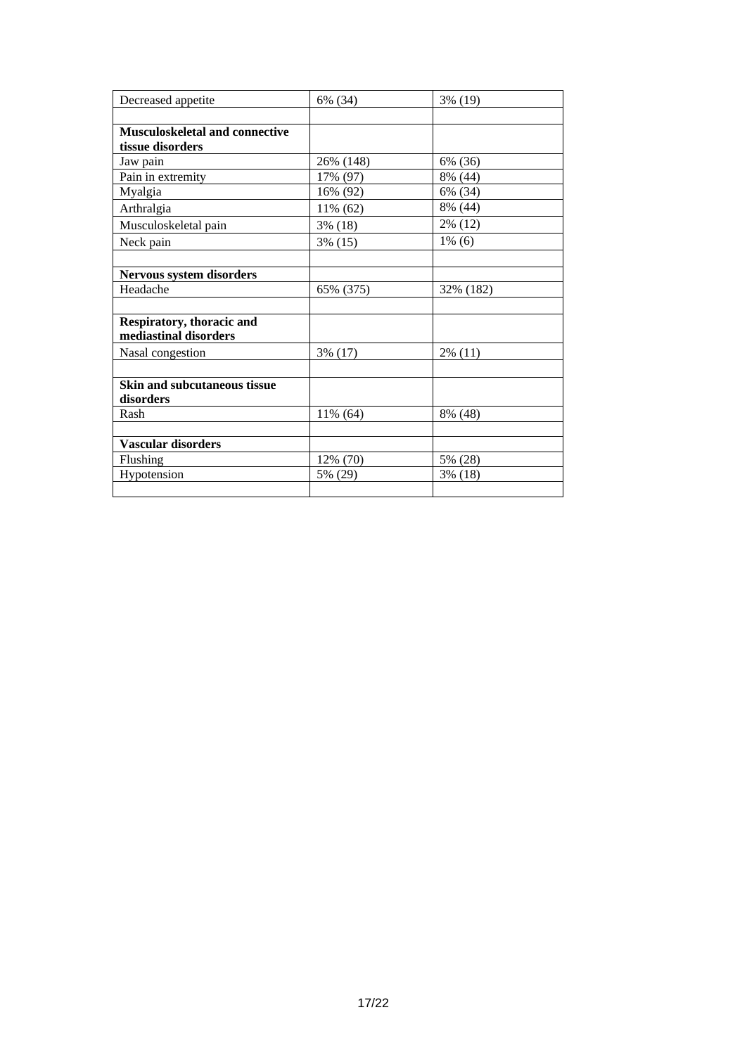| | | |
|---|---|---|
| Decreased appetite | 6% (34) | 3% (19) |
| | | |
| **Musculoskeletal and connective tissue disorders** | | |
| Jaw pain | 26% (148) | 6% (36) |
| Pain in extremity | 17% (97) | 8% (44) |
| Myalgia | 16% (92) | 6% (34) |
| Arthralgia | 11% (62) | 8% (44) |
| Musculoskeletal pain | 3% (18) | 2% (12) |
| Neck pain | 3% (15) | 1% (6) |
| | | |
| **Nervous system disorders** | | |
| Headache | 65% (375) | 32% (182) |
| | | |
| **Respiratory, thoracic and mediastinal disorders** | | |
| Nasal congestion | 3% (17) | 2% (11) |
| | | |
| **Skin and subcutaneous tissue disorders** | | |
| Rash | 11% (64) | 8% (48) |
| | | |
| **Vascular disorders** | | |
| Flushing | 12% (70) | 5% (28) |
| Hypotension | 5% (29) | 3% (18) |
| | | |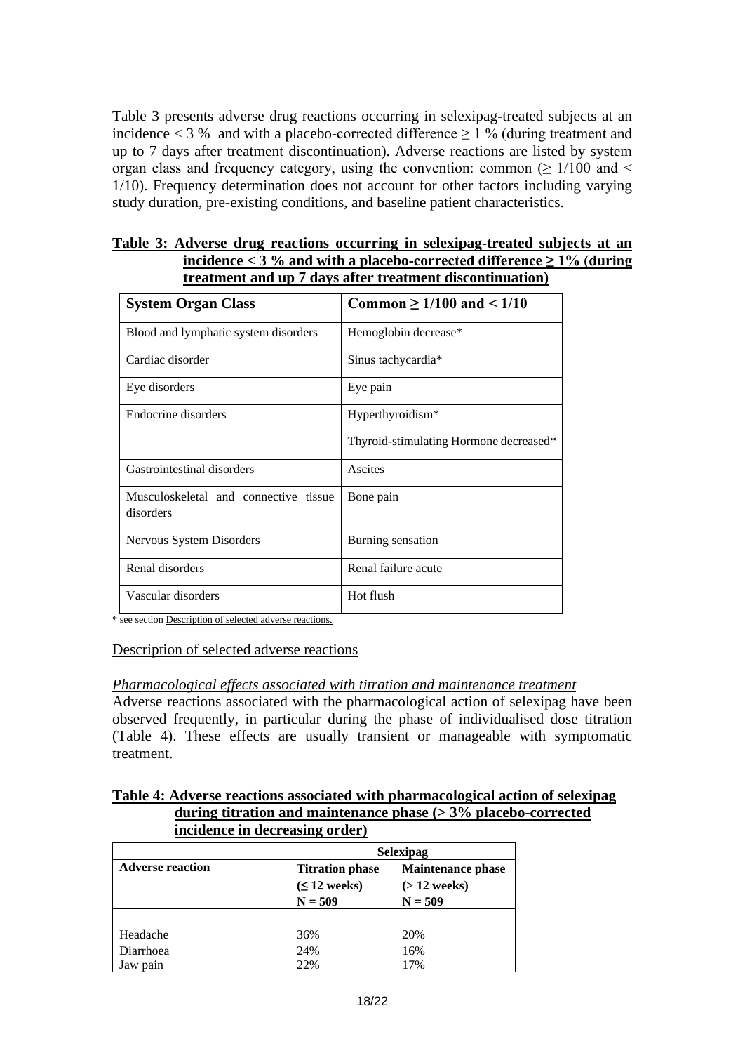Table 3 presents adverse drug reactions occurring in selexipag-treated subjects at an incidence < 3 % and with a placebo-corrected difference ≥ 1 % (during treatment and up to 7 days after treatment discontinuation). Adverse reactions are listed by system organ class and frequency category, using the convention: common (≥ 1/100 and < 1/10). Frequency determination does not account for other factors including varying study duration, pre-existing conditions, and baseline patient characteristics.

**Table 3: Adverse drug reactions occurring in selexipag-treated subjects at an incidence < 3 % and with a placebo-corrected difference ≥ 1% (during treatment and up 7 days after treatment discontinuation)**

| System Organ Class | Common ≥ 1/100 and < 1/10 |
|---|---|
| Blood and lymphatic system disorders | Hemoglobin decrease* |
| Cardiac disorder | Sinus tachycardia* |
| Eye disorders | Eye pain |
| Endocrine disorders | Hyperthyroidism*<br>Thyroid-stimulating Hormone decreased* |
| Gastrointestinal disorders | Ascites |
| Musculoskeletal and connective tissue disorders | Bone pain |
| Nervous System Disorders | Burning sensation |
| Renal disorders | Renal failure acute |
| Vascular disorders | Hot flush |

\* see section Description of selected adverse reactions.

Description of selected adverse reactions

*Pharmacological effects associated with titration and maintenance treatment*

Adverse reactions associated with the pharmacological action of selexipag have been observed frequently, in particular during the phase of individualised dose titration (Table 4). These effects are usually transient or manageable with symptomatic treatment.

**Table 4: Adverse reactions associated with pharmacological action of selexipag during titration and maintenance phase (> 3% placebo-corrected incidence in decreasing order)**

| | Selexipag | |
|---|---|---|
| **Adverse reaction** | **Titration phase (≤ 12 weeks) N = 509** | **Maintenance phase (> 12 weeks) N = 509** |
| Headache | 36% | 20% |
| Diarrhoea | 24% | 16% |
| Jaw pain | 22% | 17% |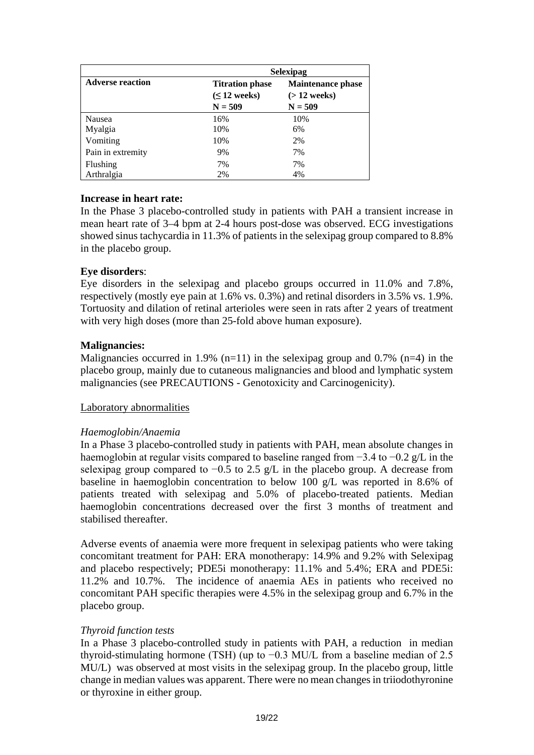| Adverse reaction | Selexipag | |
|---|---|---|
| | Titration phase ($\leq$ 12 weeks) N = 509 | Maintenance phase (> 12 weeks) N = 509 |
| Nausea | 16% | 10% |
| Myalgia | 10% | 6% |
| Vomiting | 10% | 2% |
| Pain in extremity | 9% | 7% |
| Flushing | 7% | 7% |
| Arthralgia | 2% | 4% |

**Increase in heart rate:**

In the Phase 3 placebo-controlled study in patients with PAH a transient increase in mean heart rate of 3–4 bpm at 2-4 hours post-dose was observed. ECG investigations showed sinus tachycardia in 11.3% of patients in the selexipag group compared to 8.8% in the placebo group.

**Eye disorders**:

Eye disorders in the selexipag and placebo groups occurred in 11.0% and 7.8%, respectively (mostly eye pain at 1.6% vs. 0.3%) and retinal disorders in 3.5% vs. 1.9%. Tortuosity and dilation of retinal arterioles were seen in rats after 2 years of treatment with very high doses (more than 25-fold above human exposure).

**Malignancies:**

Malignancies occurred in 1.9% (n=11) in the selexipag group and 0.7% (n=4) in the placebo group, mainly due to cutaneous malignancies and blood and lymphatic system malignancies (see PRECAUTIONS - Genotoxicity and Carcinogenicity).

Laboratory abnormalities

*Haemoglobin/Anaemia*

In a Phase 3 placebo-controlled study in patients with PAH, mean absolute changes in haemoglobin at regular visits compared to baseline ranged from −3.4 to −0.2 g/L in the selexipag group compared to −0.5 to 2.5 g/L in the placebo group. A decrease from baseline in haemoglobin concentration to below 100 g/L was reported in 8.6% of patients treated with selexipag and 5.0% of placebo-treated patients. Median haemoglobin concentrations decreased over the first 3 months of treatment and stabilised thereafter.

Adverse events of anaemia were more frequent in selexipag patients who were taking concomitant treatment for PAH: ERA monotherapy: 14.9% and 9.2% with Selexipag and placebo respectively; PDE5i monotherapy: 11.1% and 5.4%; ERA and PDE5i: 11.2% and 10.7%. The incidence of anaemia AEs in patients who received no concomitant PAH specific therapies were 4.5% in the selexipag group and 6.7% in the placebo group.

*Thyroid function tests*

In a Phase 3 placebo-controlled study in patients with PAH, a reduction in median thyroid-stimulating hormone (TSH) (up to −0.3 MU/L from a baseline median of 2.5 MU/L) was observed at most visits in the selexipag group. In the placebo group, little change in median values was apparent. There were no mean changes in triiodothyronine or thyroxine in either group.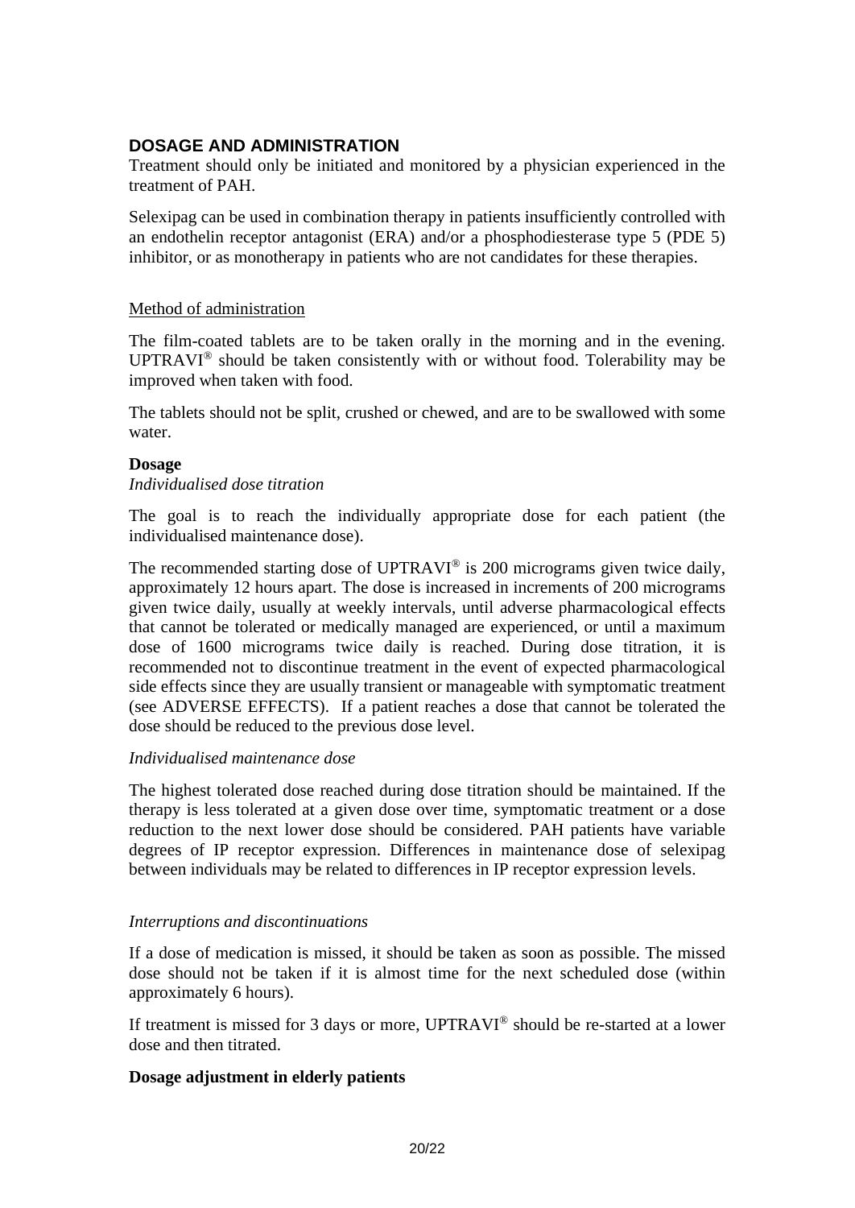## DOSAGE AND ADMINISTRATION

Treatment should only be initiated and monitored by a physician experienced in the treatment of PAH.

Selexipag can be used in combination therapy in patients insufficiently controlled with an endothelin receptor antagonist (ERA) and/or a phosphodiesterase type 5 (PDE 5) inhibitor, or as monotherapy in patients who are not candidates for these therapies.

Method of administration

The film-coated tablets are to be taken orally in the morning and in the evening. UPTRAVI® should be taken consistently with or without food. Tolerability may be improved when taken with food.

The tablets should not be split, crushed or chewed, and are to be swallowed with some water.

**Dosage**

*Individualised dose titration*

The goal is to reach the individually appropriate dose for each patient (the individualised maintenance dose).

The recommended starting dose of UPTRAVI® is 200 micrograms given twice daily, approximately 12 hours apart. The dose is increased in increments of 200 micrograms given twice daily, usually at weekly intervals, until adverse pharmacological effects that cannot be tolerated or medically managed are experienced, or until a maximum dose of 1600 micrograms twice daily is reached. During dose titration, it is recommended not to discontinue treatment in the event of expected pharmacological side effects since they are usually transient or manageable with symptomatic treatment (see ADVERSE EFFECTS). If a patient reaches a dose that cannot be tolerated the dose should be reduced to the previous dose level.

*Individualised maintenance dose*

The highest tolerated dose reached during dose titration should be maintained. If the therapy is less tolerated at a given dose over time, symptomatic treatment or a dose reduction to the next lower dose should be considered. PAH patients have variable degrees of IP receptor expression. Differences in maintenance dose of selexipag between individuals may be related to differences in IP receptor expression levels.

*Interruptions and discontinuations*

If a dose of medication is missed, it should be taken as soon as possible. The missed dose should not be taken if it is almost time for the next scheduled dose (within approximately 6 hours).

If treatment is missed for 3 days or more, UPTRAVI® should be re-started at a lower dose and then titrated.

**Dosage adjustment in elderly patients**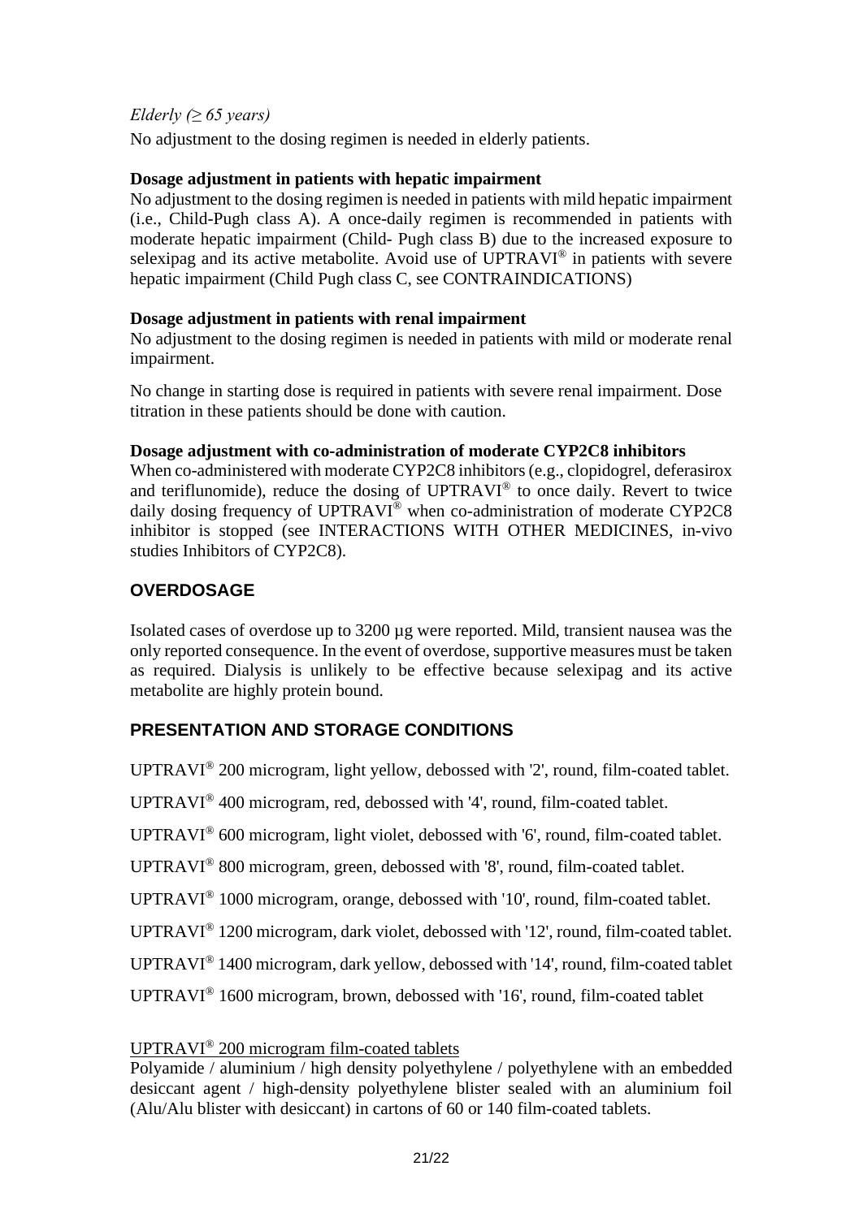*Elderly (≥ 65 years)*

No adjustment to the dosing regimen is needed in elderly patients.

**Dosage adjustment in patients with hepatic impairment**

No adjustment to the dosing regimen is needed in patients with mild hepatic impairment (i.e., Child-Pugh class A). A once-daily regimen is recommended in patients with moderate hepatic impairment (Child- Pugh class B) due to the increased exposure to selexipag and its active metabolite. Avoid use of UPTRAVI® in patients with severe hepatic impairment (Child Pugh class C, see CONTRAINDICATIONS)

**Dosage adjustment in patients with renal impairment**

No adjustment to the dosing regimen is needed in patients with mild or moderate renal impairment.

No change in starting dose is required in patients with severe renal impairment. Dose titration in these patients should be done with caution.

**Dosage adjustment with co-administration of moderate CYP2C8 inhibitors**

When co-administered with moderate CYP2C8 inhibitors (e.g., clopidogrel, deferasirox and teriflunomide), reduce the dosing of UPTRAVI® to once daily. Revert to twice daily dosing frequency of UPTRAVI® when co-administration of moderate CYP2C8 inhibitor is stopped (see INTERACTIONS WITH OTHER MEDICINES, in-vivo studies Inhibitors of CYP2C8).

## OVERDOSAGE

Isolated cases of overdose up to 3200 µg were reported. Mild, transient nausea was the only reported consequence. In the event of overdose, supportive measures must be taken as required. Dialysis is unlikely to be effective because selexipag and its active metabolite are highly protein bound.

## PRESENTATION AND STORAGE CONDITIONS

UPTRAVI® 200 microgram, light yellow, debossed with '2', round, film-coated tablet.

UPTRAVI® 400 microgram, red, debossed with '4', round, film-coated tablet.

UPTRAVI® 600 microgram, light violet, debossed with '6', round, film-coated tablet.

UPTRAVI® 800 microgram, green, debossed with '8', round, film-coated tablet.

UPTRAVI® 1000 microgram, orange, debossed with '10', round, film-coated tablet.

UPTRAVI® 1200 microgram, dark violet, debossed with '12', round, film-coated tablet.

UPTRAVI® 1400 microgram, dark yellow, debossed with '14', round, film-coated tablet

UPTRAVI® 1600 microgram, brown, debossed with '16', round, film-coated tablet

UPTRAVI® 200 microgram film-coated tablets

Polyamide / aluminium / high density polyethylene / polyethylene with an embedded desiccant agent / high-density polyethylene blister sealed with an aluminium foil (Alu/Alu blister with desiccant) in cartons of 60 or 140 film-coated tablets.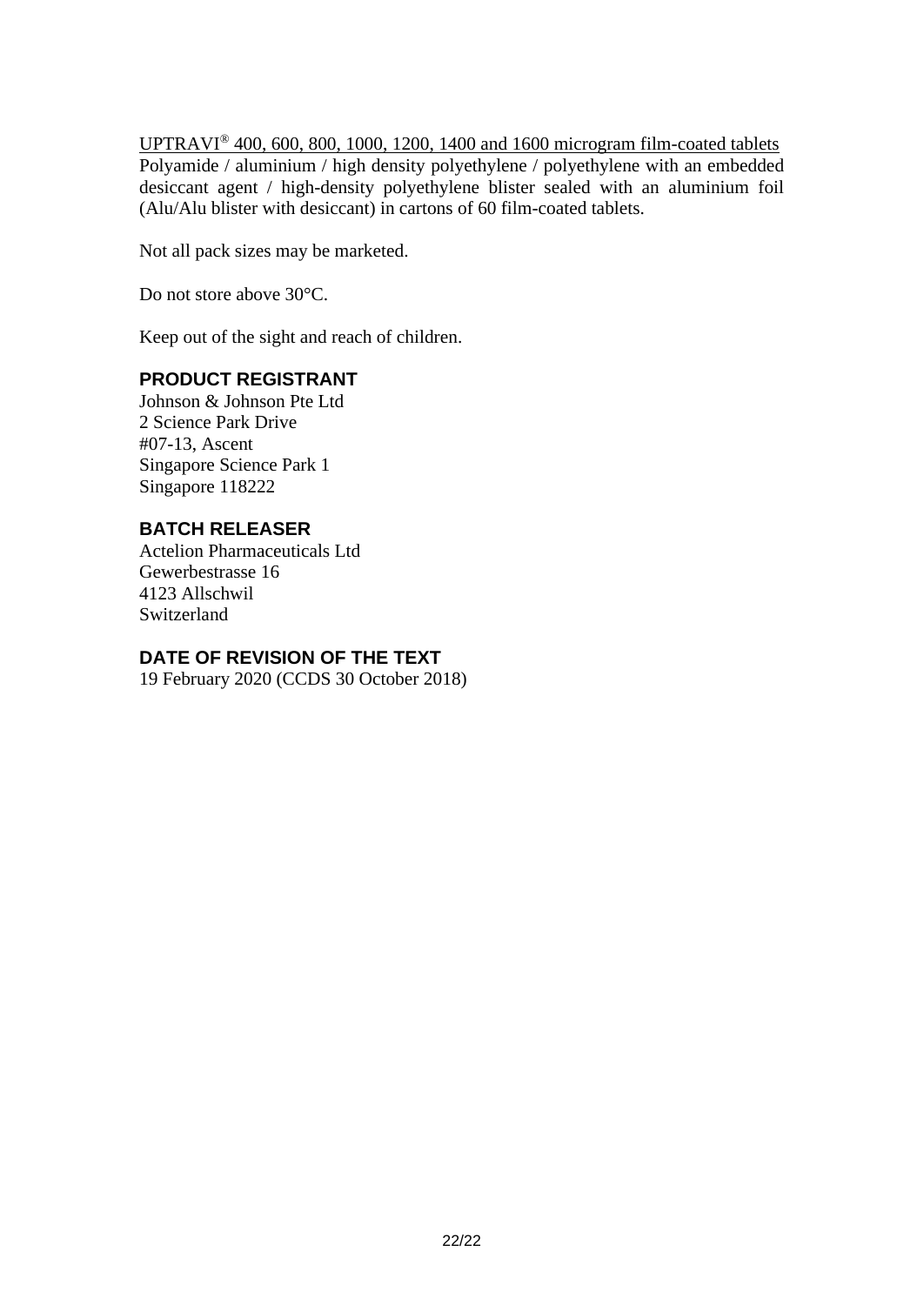UPTRAVI® 400, 600, 800, 1000, 1200, 1400 and 1600 microgram film-coated tablets
Polyamide / aluminium / high density polyethylene / polyethylene with an embedded desiccant agent / high-density polyethylene blister sealed with an aluminium foil (Alu/Alu blister with desiccant) in cartons of 60 film-coated tablets.

Not all pack sizes may be marketed.

Do not store above 30°C.

Keep out of the sight and reach of children.

## PRODUCT REGISTRANT

Johnson & Johnson Pte Ltd
2 Science Park Drive
#07-13, Ascent
Singapore Science Park 1
Singapore 118222

## BATCH RELEASER

Actelion Pharmaceuticals Ltd
Gewerbestrasse 16
4123 Allschwil
Switzerland

## DATE OF REVISION OF THE TEXT

19 February 2020 (CCDS 30 October 2018)